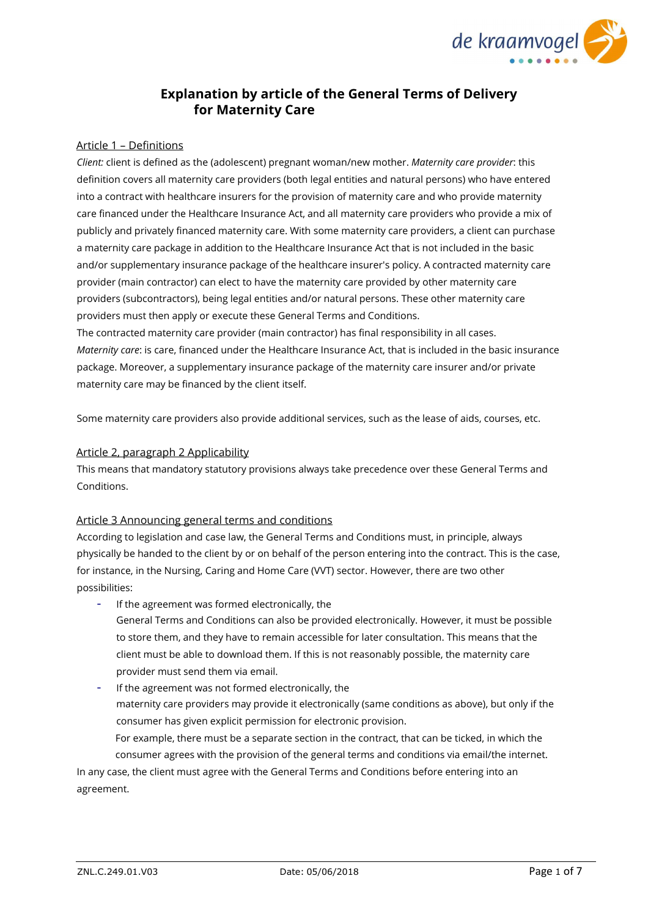# Explanation by article of the General Terms of Delivery for Maternity Care

## Article 1 – Definitions

*Client:* client is defined as the (adolescent) pregnant woman/new mother. *Maternity care provider*: this definition covers all maternity care providers (both legal entities and natural persons) who have entered into a contract with healthcare insurers for the provision of maternity care and who provide maternity care financed under the Healthcare Insurance Act, and all maternity care providers who provide a mix of publicly and privately financed maternity care. With some maternity care providers, a client can purchase a maternity care package in addition to the Healthcare Insurance Act that is not included in the basic and/or supplementary insurance package of the healthcare insurer's policy. A contracted maternity care provider (main contractor) can elect to have the maternity care provided by other maternity care providers (subcontractors), being legal entities and/or natural persons. These other maternity care providers must then apply or execute these General Terms and Conditions.

The contracted maternity care provider (main contractor) has final responsibility in all cases.

*Maternity care*: is care, financed under the Healthcare Insurance Act, that is included in the basic insurance package. Moreover, a supplementary insurance package of the maternity care insurer and/or private maternity care may be financed by the client itself.

Some maternity care providers also provide additional services, such as the lease of aids, courses, etc.

## Article 2, paragraph 2 Applicability

This means that mandatory statutory provisions always take precedence over these General Terms and Conditions.

## Article 3 Announcing general terms and conditions

According to legislation and case law, the General Terms and Conditions must, in principle, always physically be handed to the client by or on behalf of the person entering into the contract. This is the case, for instance, in the Nursing, Caring and Home Care (VVT) sector. However, there are two other possibilities:

- If the agreement was formed electronically, the General Terms and Conditions can also be provided electronically. However, it must be possible to store them, and they have to remain accessible for later consultation. This means that the client must be able to download them. If this is not reasonably possible, the maternity care provider must send them via email.
- If the agreement was not formed electronically, the maternity care providers may provide it electronically (same conditions as above), but only if the consumer has given explicit permission for electronic provision.
  For example, there must be a separate section in the contract, that can be ticked, in which the consumer agrees with the provision of the general terms and conditions via email/the internet.

In any case, the client must agree with the General Terms and Conditions before entering into an agreement.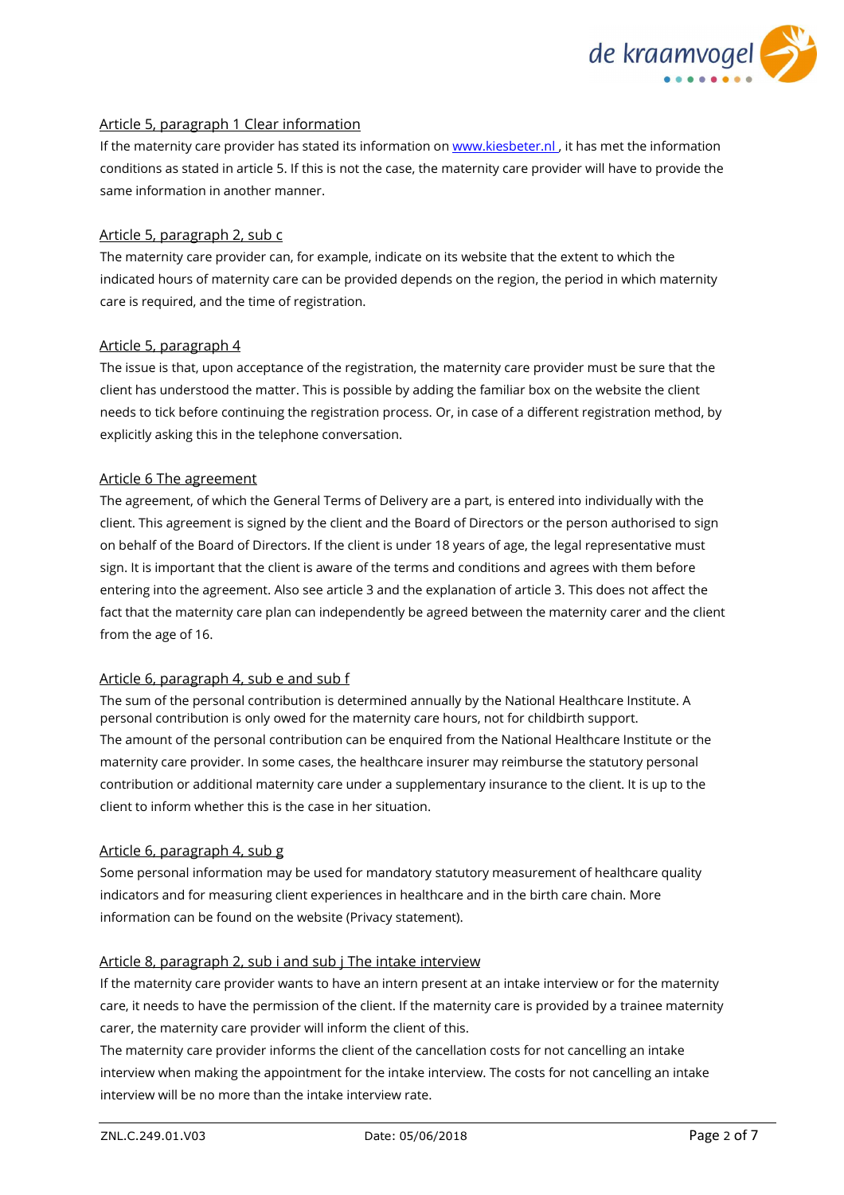## Article 5, paragraph 1 Clear information

If the maternity care provider has stated its information on [www.kiesbeter.nl](http://www.kiesbeter.nl), it has met the information conditions as stated in article 5. If this is not the case, the maternity care provider will have to provide the same information in another manner.

## Article 5, paragraph 2, sub c

The maternity care provider can, for example, indicate on its website that the extent to which the indicated hours of maternity care can be provided depends on the region, the period in which maternity care is required, and the time of registration.

## Article 5, paragraph 4

The issue is that, upon acceptance of the registration, the maternity care provider must be sure that the client has understood the matter. This is possible by adding the familiar box on the website the client needs to tick before continuing the registration process. Or, in case of a different registration method, by explicitly asking this in the telephone conversation.

## Article 6 The agreement

The agreement, of which the General Terms of Delivery are a part, is entered into individually with the client. This agreement is signed by the client and the Board of Directors or the person authorised to sign on behalf of the Board of Directors. If the client is under 18 years of age, the legal representative must sign. It is important that the client is aware of the terms and conditions and agrees with them before entering into the agreement. Also see article 3 and the explanation of article 3. This does not affect the fact that the maternity care plan can independently be agreed between the maternity carer and the client from the age of 16.

## Article 6, paragraph 4, sub e and sub f

The sum of the personal contribution is determined annually by the National Healthcare Institute. A personal contribution is only owed for the maternity care hours, not for childbirth support.
The amount of the personal contribution can be enquired from the National Healthcare Institute or the maternity care provider. In some cases, the healthcare insurer may reimburse the statutory personal contribution or additional maternity care under a supplementary insurance to the client. It is up to the client to inform whether this is the case in her situation.

## Article 6, paragraph 4, sub g

Some personal information may be used for mandatory statutory measurement of healthcare quality indicators and for measuring client experiences in healthcare and in the birth care chain. More information can be found on the website (Privacy statement).

## Article 8, paragraph 2, sub i and sub j The intake interview

If the maternity care provider wants to have an intern present at an intake interview or for the maternity care, it needs to have the permission of the client. If the maternity care is provided by a trainee maternity carer, the maternity care provider will inform the client of this.
The maternity care provider informs the client of the cancellation costs for not cancelling an intake interview when making the appointment for the intake interview. The costs for not cancelling an intake interview will be no more than the intake interview rate.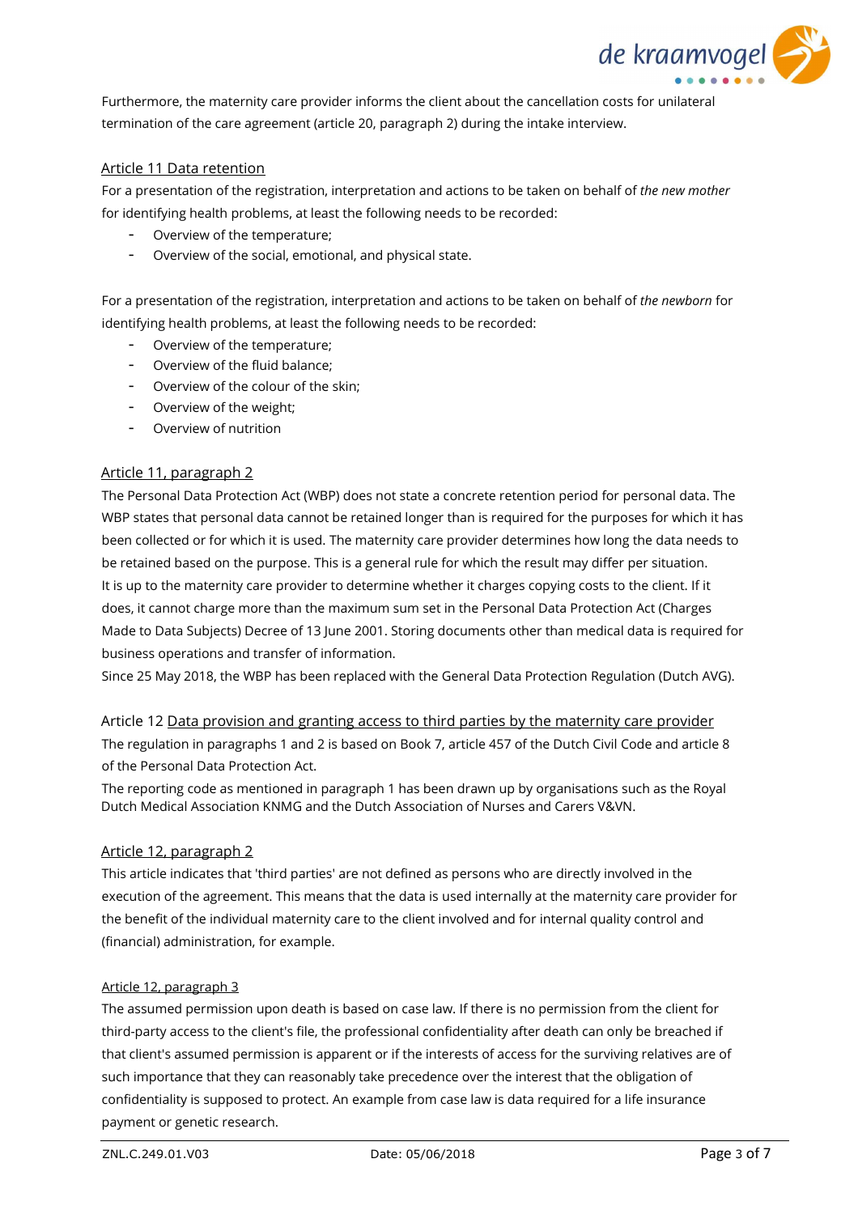Furthermore, the maternity care provider informs the client about the cancellation costs for unilateral termination of the care agreement (article 20, paragraph 2) during the intake interview.

## Article 11 Data retention

For a presentation of the registration, interpretation and actions to be taken on behalf of *the new mother* for identifying health problems, at least the following needs to be recorded:

- Overview of the temperature;
- Overview of the social, emotional, and physical state.

For a presentation of the registration, interpretation and actions to be taken on behalf of *the newborn* for identifying health problems, at least the following needs to be recorded:

- Overview of the temperature;
- Overview of the fluid balance;
- Overview of the colour of the skin;
- Overview of the weight;
- Overview of nutrition

## Article 11, paragraph 2

The Personal Data Protection Act (WBP) does not state a concrete retention period for personal data. The WBP states that personal data cannot be retained longer than is required for the purposes for which it has been collected or for which it is used. The maternity care provider determines how long the data needs to be retained based on the purpose. This is a general rule for which the result may differ per situation.
It is up to the maternity care provider to determine whether it charges copying costs to the client. If it does, it cannot charge more than the maximum sum set in the Personal Data Protection Act (Charges Made to Data Subjects) Decree of 13 June 2001. Storing documents other than medical data is required for business operations and transfer of information.
Since 25 May 2018, the WBP has been replaced with the General Data Protection Regulation (Dutch AVG).

## Article 12 Data provision and granting access to third parties by the maternity care provider

The regulation in paragraphs 1 and 2 is based on Book 7, article 457 of the Dutch Civil Code and article 8 of the Personal Data Protection Act.
The reporting code as mentioned in paragraph 1 has been drawn up by organisations such as the Royal Dutch Medical Association KNMG and the Dutch Association of Nurses and Carers V&VN.

## Article 12, paragraph 2

This article indicates that 'third parties' are not defined as persons who are directly involved in the execution of the agreement. This means that the data is used internally at the maternity care provider for the benefit of the individual maternity care to the client involved and for internal quality control and (financial) administration, for example.

## Article 12, paragraph 3

The assumed permission upon death is based on case law. If there is no permission from the client for third-party access to the client's file, the professional confidentiality after death can only be breached if that client's assumed permission is apparent or if the interests of access for the surviving relatives are of such importance that they can reasonably take precedence over the interest that the obligation of confidentiality is supposed to protect. An example from case law is data required for a life insurance payment or genetic research.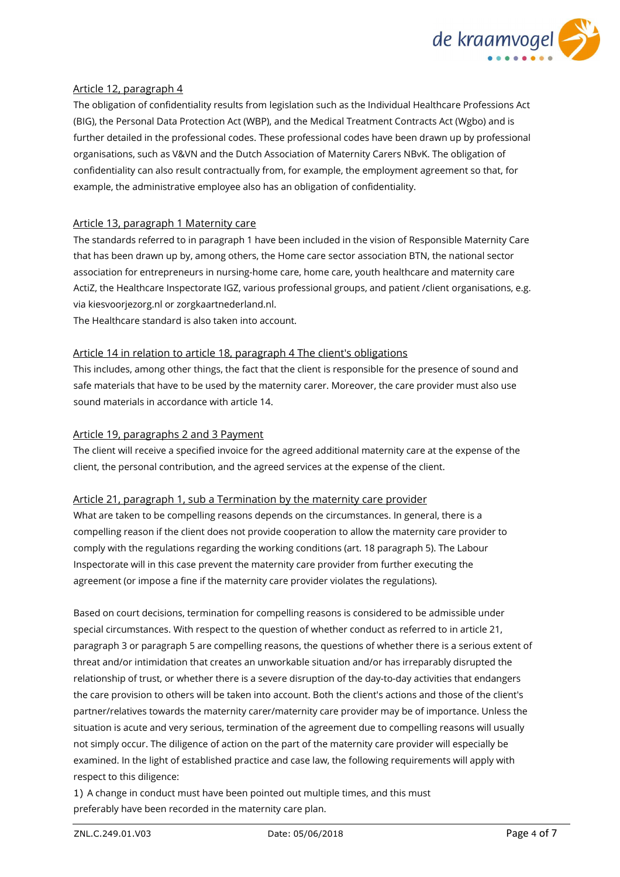<u>Article 12, paragraph 4</u>

The obligation of confidentiality results from legislation such as the Individual Healthcare Professions Act (BIG), the Personal Data Protection Act (WBP), and the Medical Treatment Contracts Act (Wgbo) and is further detailed in the professional codes. These professional codes have been drawn up by professional organisations, such as V&VN and the Dutch Association of Maternity Carers NBvK. The obligation of confidentiality can also result contractually from, for example, the employment agreement so that, for example, the administrative employee also has an obligation of confidentiality.

<u>Article 13, paragraph 1 Maternity care</u>

The standards referred to in paragraph 1 have been included in the vision of Responsible Maternity Care that has been drawn up by, among others, the Home care sector association BTN, the national sector association for entrepreneurs in nursing-home care, home care, youth healthcare and maternity care ActiZ, the Healthcare Inspectorate IGZ, various professional groups, and patient /client organisations, e.g. via kiesvoorjezorg.nl or zorgkaartnederland.nl.
The Healthcare standard is also taken into account.

<u>Article 14 in relation to article 18, paragraph 4 The client's obligations</u>

This includes, among other things, the fact that the client is responsible for the presence of sound and safe materials that have to be used by the maternity carer. Moreover, the care provider must also use sound materials in accordance with article 14.

<u>Article 19, paragraphs 2 and 3 Payment</u>

The client will receive a specified invoice for the agreed additional maternity care at the expense of the client, the personal contribution, and the agreed services at the expense of the client.

<u>Article 21, paragraph 1, sub a Termination by the maternity care provider</u>

What are taken to be compelling reasons depends on the circumstances. In general, there is a compelling reason if the client does not provide cooperation to allow the maternity care provider to comply with the regulations regarding the working conditions (art. 18 paragraph 5). The Labour Inspectorate will in this case prevent the maternity care provider from further executing the agreement (or impose a fine if the maternity care provider violates the regulations).

Based on court decisions, termination for compelling reasons is considered to be admissible under special circumstances. With respect to the question of whether conduct as referred to in article 21, paragraph 3 or paragraph 5 are compelling reasons, the questions of whether there is a serious extent of threat and/or intimidation that creates an unworkable situation and/or has irreparably disrupted the relationship of trust, or whether there is a severe disruption of the day-to-day activities that endangers the care provision to others will be taken into account. Both the client's actions and those of the client's partner/relatives towards the maternity carer/maternity care provider may be of importance. Unless the situation is acute and very serious, termination of the agreement due to compelling reasons will usually not simply occur. The diligence of action on the part of the maternity care provider will especially be examined. In the light of established practice and case law, the following requirements will apply with respect to this diligence:

1) A change in conduct must have been pointed out multiple times, and this must preferably have been recorded in the maternity care plan.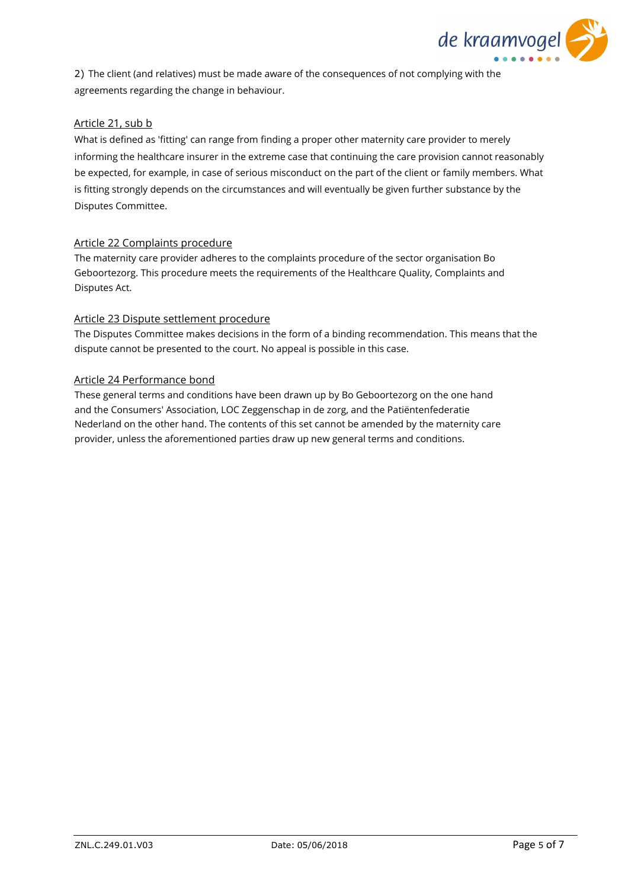2) The client (and relatives) must be made aware of the consequences of not complying with the agreements regarding the change in behaviour.

Article 21, sub b

What is defined as 'fitting' can range from finding a proper other maternity care provider to merely informing the healthcare insurer in the extreme case that continuing the care provision cannot reasonably be expected, for example, in case of serious misconduct on the part of the client or family members. What is fitting strongly depends on the circumstances and will eventually be given further substance by the Disputes Committee.

Article 22 Complaints procedure

The maternity care provider adheres to the complaints procedure of the sector organisation Bo Geboortezorg. This procedure meets the requirements of the Healthcare Quality, Complaints and Disputes Act.

Article 23 Dispute settlement procedure

The Disputes Committee makes decisions in the form of a binding recommendation. This means that the dispute cannot be presented to the court. No appeal is possible in this case.

Article 24 Performance bond

These general terms and conditions have been drawn up by Bo Geboortezorg on the one hand and the Consumers' Association, LOC Zeggenschap in de zorg, and the Patiëntenfederatie Nederland on the other hand. The contents of this set cannot be amended by the maternity care provider, unless the aforementioned parties draw up new general terms and conditions.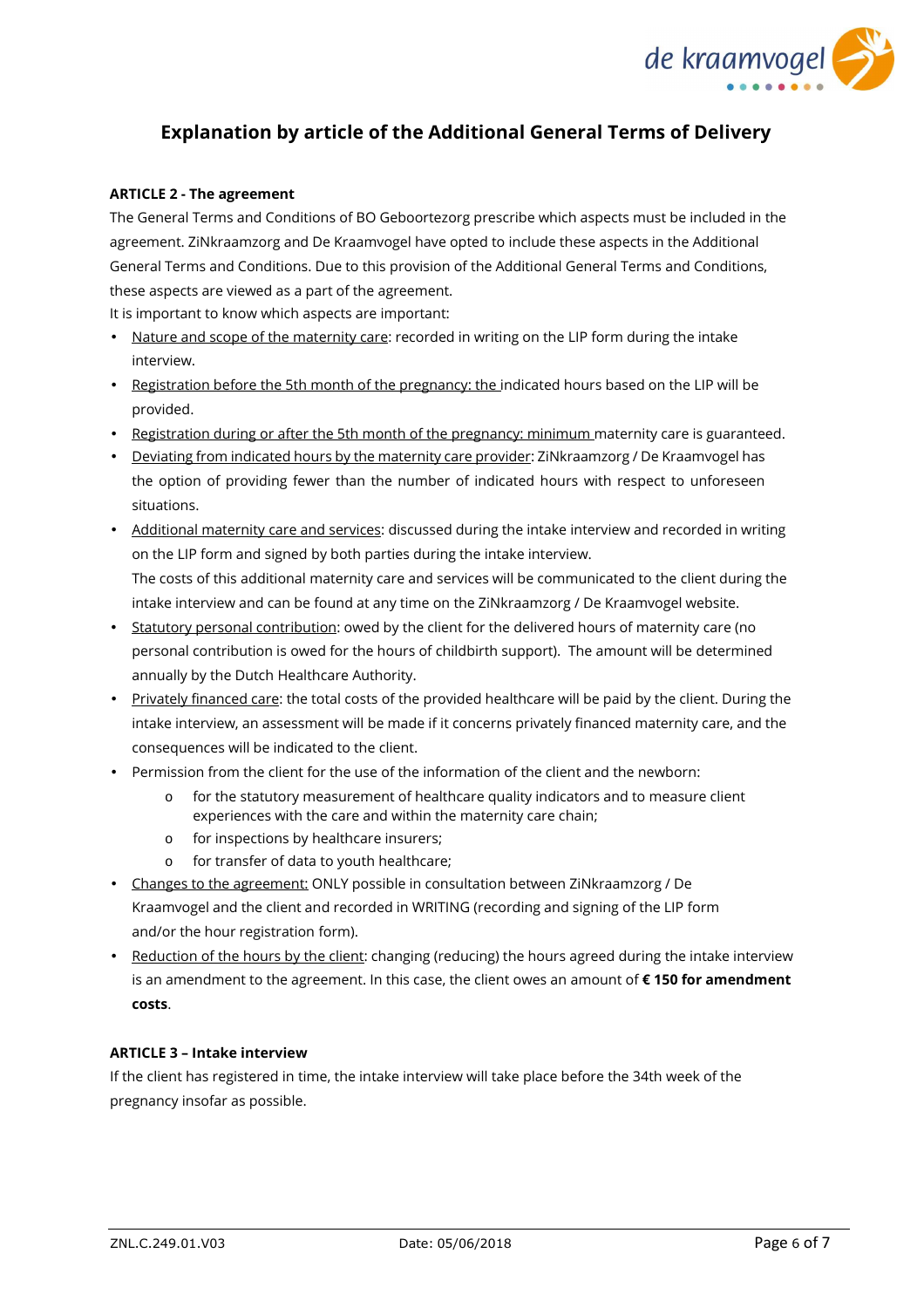# Explanation by article of the Additional General Terms of Delivery

**ARTICLE 2 - The agreement**

The General Terms and Conditions of BO Geboortezorg prescribe which aspects must be included in the agreement. ZiNkraamzorg and De Kraamvogel have opted to include these aspects in the Additional General Terms and Conditions. Due to this provision of the Additional General Terms and Conditions, these aspects are viewed as a part of the agreement.

It is important to know which aspects are important:

- Nature and scope of the maternity care: recorded in writing on the LIP form during the intake interview.
- Registration before the 5th month of the pregnancy: the indicated hours based on the LIP will be provided.
- Registration during or after the 5th month of the pregnancy: minimum maternity care is guaranteed.
- Deviating from indicated hours by the maternity care provider: ZiNkraamzorg / De Kraamvogel has the option of providing fewer than the number of indicated hours with respect to unforeseen situations.
- Additional maternity care and services: discussed during the intake interview and recorded in writing on the LIP form and signed by both parties during the intake interview.
  The costs of this additional maternity care and services will be communicated to the client during the intake interview and can be found at any time on the ZiNkraamzorg / De Kraamvogel website.
- Statutory personal contribution: owed by the client for the delivered hours of maternity care (no personal contribution is owed for the hours of childbirth support). The amount will be determined annually by the Dutch Healthcare Authority.
- Privately financed care: the total costs of the provided healthcare will be paid by the client. During the intake interview, an assessment will be made if it concerns privately financed maternity care, and the consequences will be indicated to the client.
- Permission from the client for the use of the information of the client and the newborn:
  - for the statutory measurement of healthcare quality indicators and to measure client experiences with the care and within the maternity care chain;
  - for inspections by healthcare insurers;
  - for transfer of data to youth healthcare;
- Changes to the agreement: ONLY possible in consultation between ZiNkraamzorg / De Kraamvogel and the client and recorded in WRITING (recording and signing of the LIP form and/or the hour registration form).
- Reduction of the hours by the client: changing (reducing) the hours agreed during the intake interview is an amendment to the agreement. In this case, the client owes an amount of **€ 150 for amendment costs**.

**ARTICLE 3 – Intake interview**

If the client has registered in time, the intake interview will take place before the 34th week of the pregnancy insofar as possible.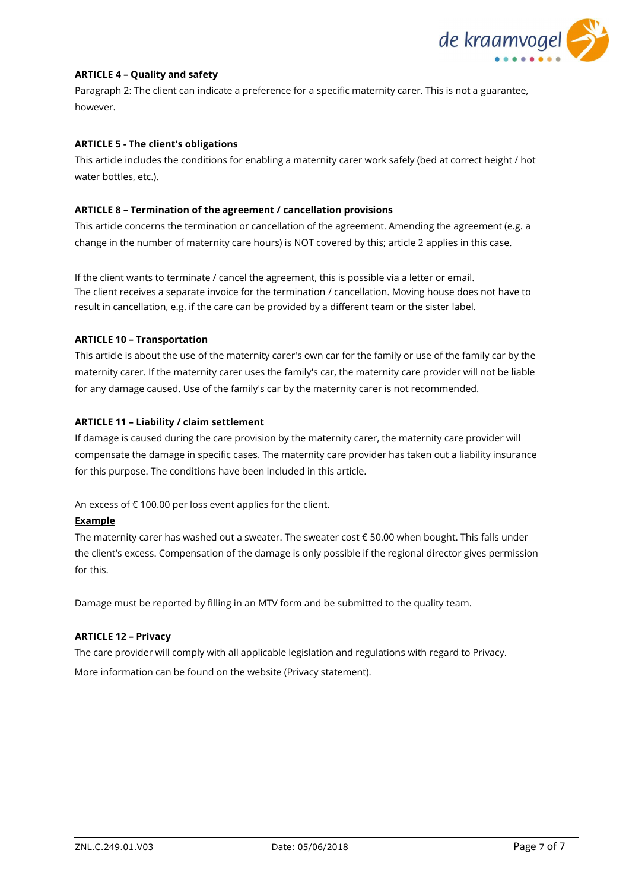**ARTICLE 4 – Quality and safety**

Paragraph 2: The client can indicate a preference for a specific maternity carer. This is not a guarantee, however.

**ARTICLE 5 - The client's obligations**

This article includes the conditions for enabling a maternity carer work safely (bed at correct height / hot water bottles, etc.).

**ARTICLE 8 – Termination of the agreement / cancellation provisions**

This article concerns the termination or cancellation of the agreement. Amending the agreement (e.g. a change in the number of maternity care hours) is NOT covered by this; article 2 applies in this case.

If the client wants to terminate / cancel the agreement, this is possible via a letter or email.
The client receives a separate invoice for the termination / cancellation. Moving house does not have to result in cancellation, e.g. if the care can be provided by a different team or the sister label.

**ARTICLE 10 – Transportation**

This article is about the use of the maternity carer's own car for the family or use of the family car by the maternity carer. If the maternity carer uses the family's car, the maternity care provider will not be liable for any damage caused. Use of the family's car by the maternity carer is not recommended.

**ARTICLE 11 – Liability / claim settlement**

If damage is caused during the care provision by the maternity carer, the maternity care provider will compensate the damage in specific cases. The maternity care provider has taken out a liability insurance for this purpose. The conditions have been included in this article.

An excess of € 100.00 per loss event applies for the client.

**Example**

The maternity carer has washed out a sweater. The sweater cost € 50.00 when bought. This falls under the client's excess. Compensation of the damage is only possible if the regional director gives permission for this.

Damage must be reported by filling in an MTV form and be submitted to the quality team.

**ARTICLE 12 – Privacy**

The care provider will comply with all applicable legislation and regulations with regard to Privacy.
More information can be found on the website (Privacy statement).